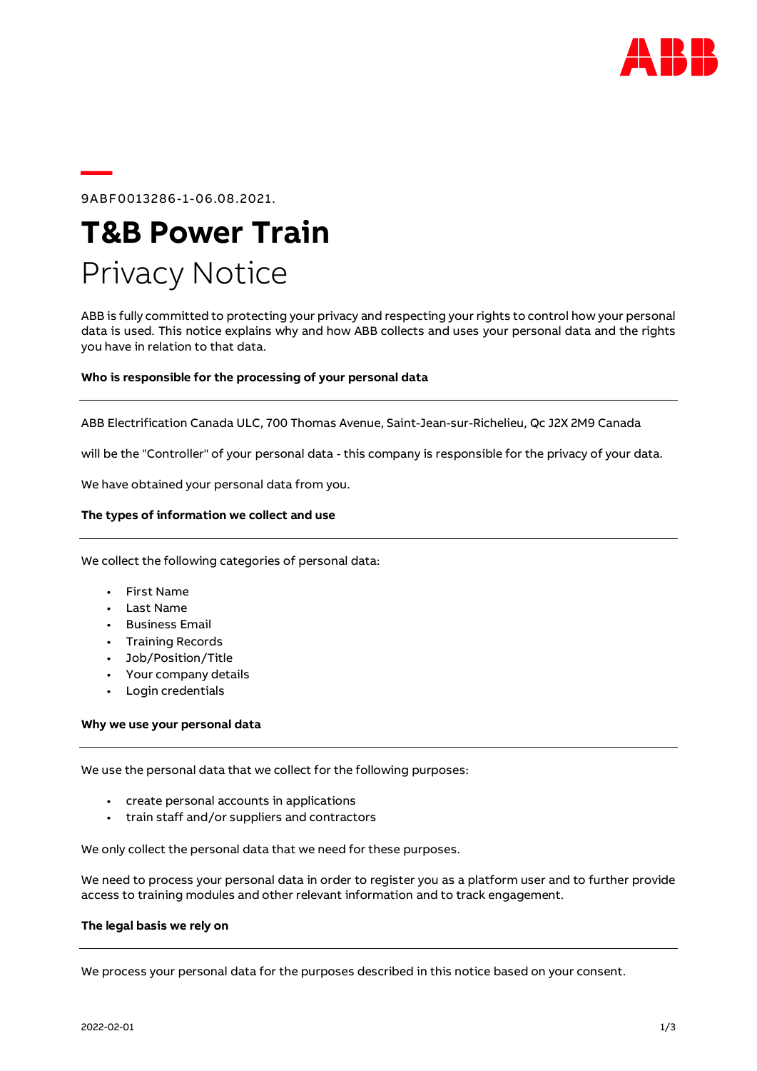9ABF0013286-1-06.08.2021.

# T&B Power Train

## Privacy Notice

ABB is fully committed to protecting your privacy and respecting your rights to control how your personal data is used. This notice explains why and how ABB collects and uses your personal data and the rights you have in relation to that data.

### Who is responsible for the processing of your personal data

ABB Electrification Canada ULC, 700 Thomas Avenue, Saint-Jean-sur-Richelieu, Qc J2X 2M9 Canada

will be the "Controller" of your personal data - this company is responsible for the privacy of your data.

We have obtained your personal data from you.

### The types of information we collect and use

We collect the following categories of personal data:

- First Name
- Last Name
- Business Email
- Training Records
- Job/Position/Title
- Your company details
- Login credentials

### Why we use your personal data

We use the personal data that we collect for the following purposes:

- create personal accounts in applications
- train staff and/or suppliers and contractors

We only collect the personal data that we need for these purposes.

We need to process your personal data in order to register you as a platform user and to further provide access to training modules and other relevant information and to track engagement.

### The legal basis we rely on

We process your personal data for the purposes described in this notice based on your consent.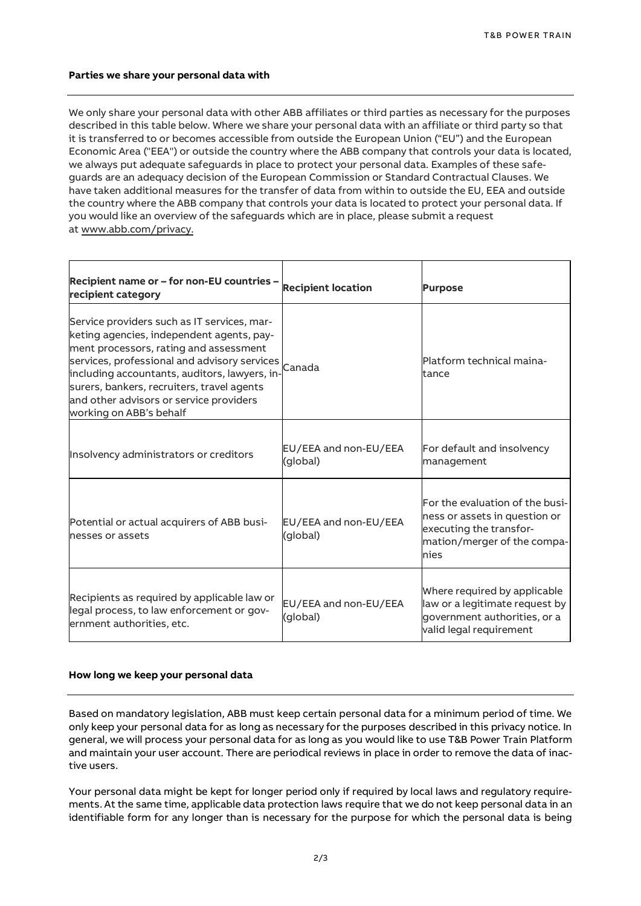**Parties we share your personal data with**

We only share your personal data with other ABB affiliates or third parties as necessary for the purposes described in this table below. Where we share your personal data with an affiliate or third party so that it is transferred to or becomes accessible from outside the European Union ("EU") and the European Economic Area ("EEA") or outside the country where the ABB company that controls your data is located, we always put adequate safeguards in place to protect your personal data. Examples of these safeguards are an adequacy decision of the European Commission or Standard Contractual Clauses. We have taken additional measures for the transfer of data from within to outside the EU, EEA and outside the country where the ABB company that controls your data is located to protect your personal data. If you would like an overview of the safeguards which are in place, please submit a request at www.abb.com/privacy.

| Recipient name or – for non-EU countries – recipient category | Recipient location | Purpose |
|---|---|---|
| Service providers such as IT services, marketing agencies, independent agents, payment processors, rating and assessment services, professional and advisory services including accountants, auditors, lawyers, insurers, bankers, recruiters, travel agents and other advisors or service providers working on ABB's behalf | Canada | Platform technical mainatance |
| Insolvency administrators or creditors | EU/EEA and non-EU/EEA (global) | For default and insolvency management |
| Potential or actual acquirers of ABB businesses or assets | EU/EEA and non-EU/EEA (global) | For the evaluation of the business or assets in question or executing the transformation/merger of the companies |
| Recipients as required by applicable law or legal process, to law enforcement or government authorities, etc. | EU/EEA and non-EU/EEA (global) | Where required by applicable law or a legitimate request by government authorities, or a valid legal requirement |

**How long we keep your personal data**

Based on mandatory legislation, ABB must keep certain personal data for a minimum period of time. We only keep your personal data for as long as necessary for the purposes described in this privacy notice. In general, we will process your personal data for as long as you would like to use T&B Power Train Platform and maintain your user account. There are periodical reviews in place in order to remove the data of inactive users.

Your personal data might be kept for longer period only if required by local laws and regulatory requirements. At the same time, applicable data protection laws require that we do not keep personal data in an identifiable form for any longer than is necessary for the purpose for which the personal data is being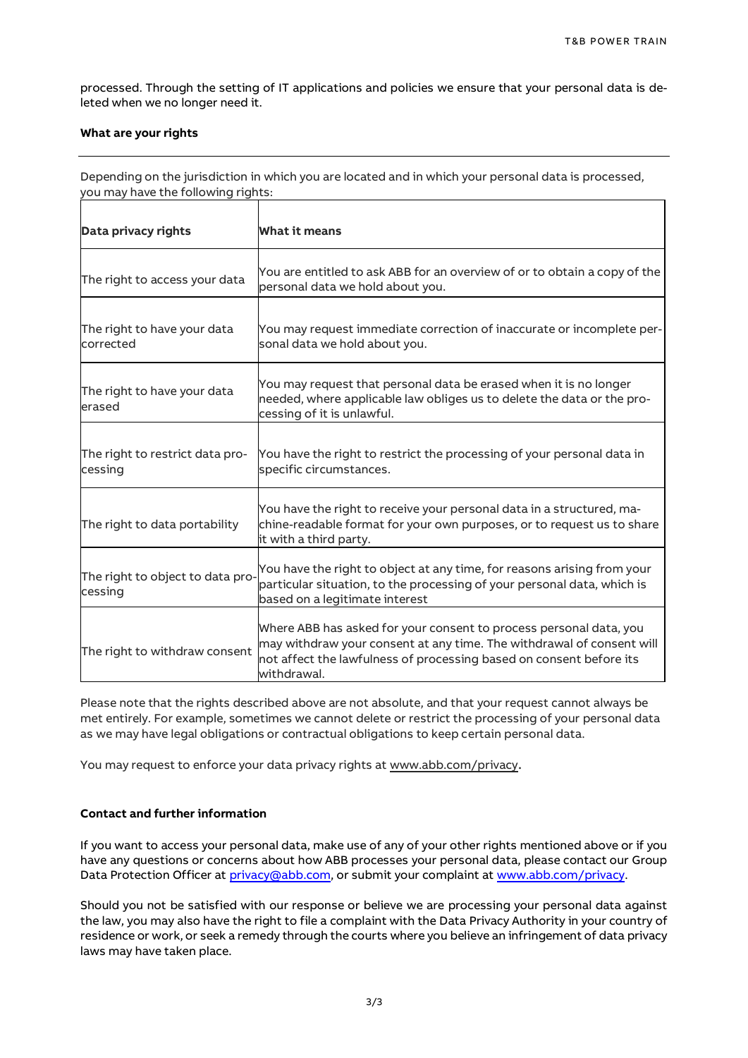processed. Through the setting of IT applications and policies we ensure that your personal data is deleted when we no longer need it.

**What are your rights**

Depending on the jurisdiction in which you are located and in which your personal data is processed, you may have the following rights:

| Data privacy rights | What it means |
| --- | --- |
| The right to access your data | You are entitled to ask ABB for an overview of or to obtain a copy of the personal data we hold about you. |
| The right to have your data corrected | You may request immediate correction of inaccurate or incomplete personal data we hold about you. |
| The right to have your data erased | You may request that personal data be erased when it is no longer needed, where applicable law obliges us to delete the data or the processing of it is unlawful. |
| The right to restrict data processing | You have the right to restrict the processing of your personal data in specific circumstances. |
| The right to data portability | You have the right to receive your personal data in a structured, machine-readable format for your own purposes, or to request us to share it with a third party. |
| The right to object to data processing | You have the right to object at any time, for reasons arising from your particular situation, to the processing of your personal data, which is based on a legitimate interest |
| The right to withdraw consent | Where ABB has asked for your consent to process personal data, you may withdraw your consent at any time. The withdrawal of consent will not affect the lawfulness of processing based on consent before its withdrawal. |

Please note that the rights described above are not absolute, and that your request cannot always be met entirely. For example, sometimes we cannot delete or restrict the processing of your personal data as we may have legal obligations or contractual obligations to keep certain personal data.

You may request to enforce your data privacy rights at www.abb.com/privacy.

**Contact and further information**

If you want to access your personal data, make use of any of your other rights mentioned above or if you have any questions or concerns about how ABB processes your personal data, please contact our Group Data Protection Officer at privacy@abb.com, or submit your complaint at www.abb.com/privacy.

Should you not be satisfied with our response or believe we are processing your personal data against the law, you may also have the right to file a complaint with the Data Privacy Authority in your country of residence or work, or seek a remedy through the courts where you believe an infringement of data privacy laws may have taken place.